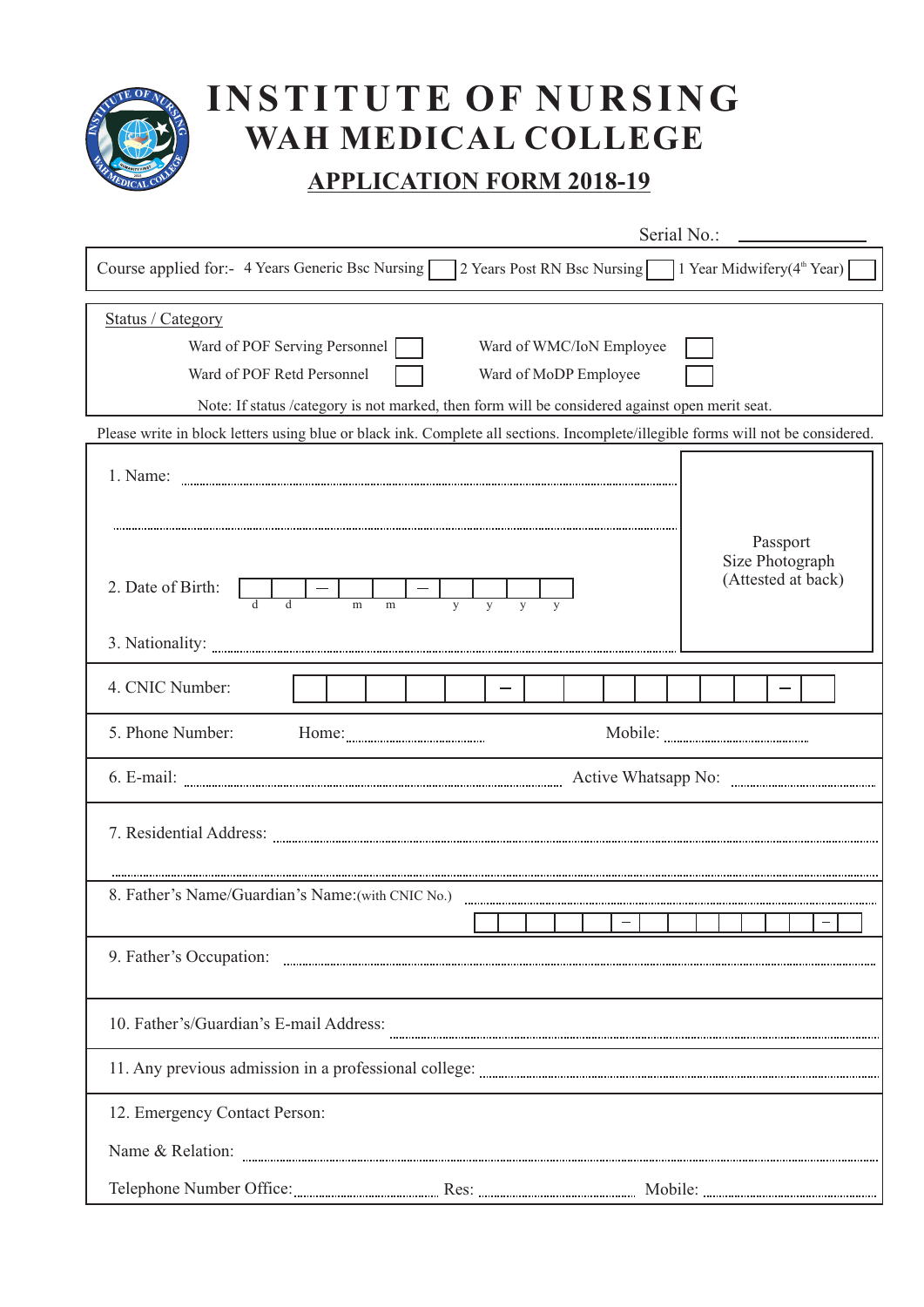# INSTITUTE OF NURSING
## WAH MEDICAL COLLEGE
### APPLICATION FORM 2018-19

Serial No.: ______________

Course applied for:- 4 Years Generic Bsc Nursing [ ] 2 Years Post RN Bsc Nursing [ ] 1 Year Midwifery(4th Year) [ ]

**Status / Category**

| | | | |
|---|---|---|---|
| Ward of POF Serving Personnel | [ ] | Ward of WMC/IoN Employee | [ ] |
| Ward of POF Retd Personnel | [ ] | Ward of MoDP Employee | [ ] |

Note: If status /category is not marked, then form will be considered against open merit seat.

Please write in block letters using blue or black ink. Complete all sections. Incomplete/illegible forms will not be considered.

1. Name: ..............................................................................................

..............................................................................................

2. Date of Birth: [ ][ ] – [ ][ ] – [ ][ ][ ][ ]
   d d m m y y y y

3. Nationality: ..............................................................................................

Passport Size Photograph (Attested at back)

4. CNIC Number: [ ][ ][ ][ ][ ] – [ ][ ][ ][ ][ ][ ][ ] – [ ]

5. Phone Number: Home:.............................. Mobile: ..............................

6. E-mail: .............................................................. Active Whatsapp No: ..............................

7. Residential Address: ..............................................................................................

..............................................................................................

8. Father's Name/Guardian's Name:(with CNIC No.) ..............................................................
[ ][ ][ ][ ][ ] – [ ][ ][ ][ ][ ][ ][ ] – [ ]

9. Father's Occupation: ..............................................................................................

10. Father's/Guardian's E-mail Address: ..............................................................................................

11. Any previous admission in a professional college: ..............................................................................................

12. Emergency Contact Person:

Name & Relation: ..............................................................................................

Telephone Number Office:.............................. Res: .............................. Mobile: ..............................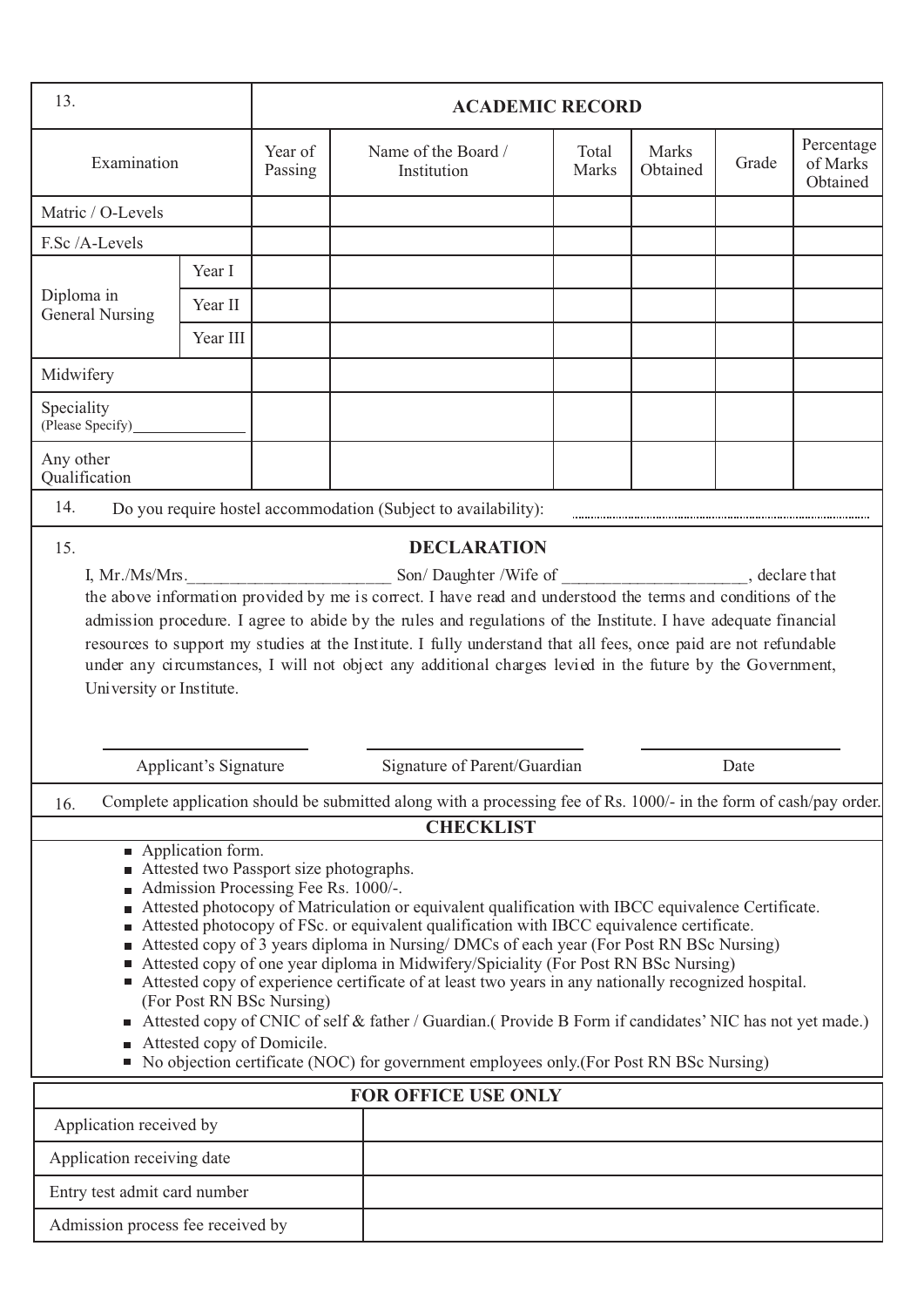## 13. ACADEMIC RECORD

| Examination | | Year of Passing | Name of the Board / Institution | Total Marks | Marks Obtained | Grade | Percentage of Marks Obtained |
|---|---|---|---|---|---|---|---|
| Matric / O-Levels | | | | | | | |
| F.Sc /A-Levels | | | | | | | |
| Diploma in General Nursing | Year I | | | | | | |
| | Year II | | | | | | |
| | Year III | | | | | | |
| Midwifery | | | | | | | |
| Speciality (Please Specify)\_\_\_\_\_\_\_\_\_\_\_\_\_\_ | | | | | | | |
| Any other Qualification | | | | | | | |

14. Do you require hostel accommodation (Subject to availability): ....................................................

## 15. DECLARATION

I, Mr./Ms/Mrs.\_\_\_\_\_\_\_\_\_\_\_\_\_\_\_\_\_\_\_\_\_\_\_\_ Son/ Daughter /Wife of \_\_\_\_\_\_\_\_\_\_\_\_\_\_\_\_\_\_\_\_\_\_, declare that the above information provided by me is correct. I have read and understood the terms and conditions of the admission procedure. I agree to abide by the rules and regulations of the Institute. I have adequate financial resources to support my studies at the Institute. I fully understand that all fees, once paid are not refundable under any circumstances, I will not object any additional charges levied in the future by the Government, University or Institute.

\_\_\_\_\_\_\_\_\_\_\_\_\_\_\_\_\_\_\_\_ Applicant's Signature

\_\_\_\_\_\_\_\_\_\_\_\_\_\_\_\_\_\_\_\_ Signature of Parent/Guardian

\_\_\_\_\_\_\_\_\_\_\_\_\_\_\_\_\_\_\_\_ Date

16. Complete application should be submitted along with a processing fee of Rs. 1000/- in the form of cash/pay order.

## CHECKLIST

- Application form.
- Attested two Passport size photographs.
- Admission Processing Fee Rs. 1000/-.
- Attested photocopy of Matriculation or equivalent qualification with IBCC equivalence Certificate.
- Attested photocopy of FSc. or equivalent qualification with IBCC equivalence certificate.
- Attested copy of 3 years diploma in Nursing/ DMCs of each year (For Post RN BSc Nursing)
- Attested copy of one year diploma in Midwifery/Spiciality (For Post RN BSc Nursing)
- Attested copy of experience certificate of at least two years in any nationally recognized hospital. (For Post RN BSc Nursing)
- Attested copy of CNIC of self & father / Guardian.( Provide B Form if candidates' NIC has not yet made.)
- Attested copy of Domicile.
- No objection certificate (NOC) for government employees only.(For Post RN BSc Nursing)

## FOR OFFICE USE ONLY

| | |
|---|---|
| Application received by | |
| Application receiving date | |
| Entry test admit card number | |
| Admission process fee received by | |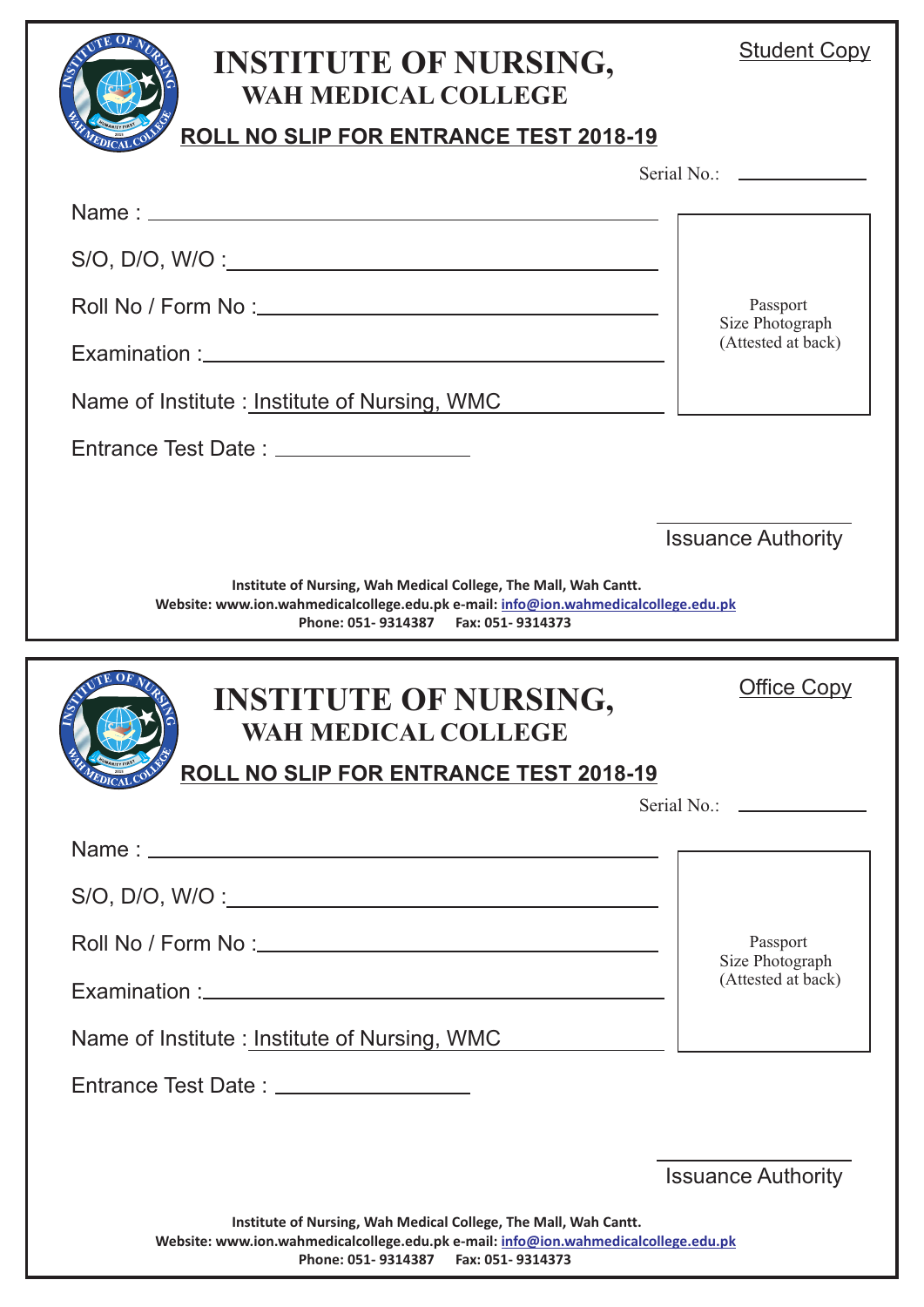# INSTITUTE OF NURSING,

## WAH MEDICAL COLLEGE

Student Copy

**ROLL NO SLIP FOR ENTRANCE TEST 2018-19**

Serial No.: ____________

Name : ____________________________________________

S/O, D/O, W/O : ____________________________________________

Roll No / Form No : ____________________________________________

Examination : ____________________________________________

Name of Institute : Institute of Nursing, WMC

Entrance Test Date : __________________

Passport Size Photograph (Attested at back)

____________________
Issuance Authority

**Institute of Nursing, Wah Medical College, The Mall, Wah Cantt.**
**Website: www.ion.wahmedicalcollege.edu.pk e-mail: info@ion.wahmedicalcollege.edu.pk**
**Phone: 051- 9314387 Fax: 051- 9314373**

---

# INSTITUTE OF NURSING,

## WAH MEDICAL COLLEGE

Office Copy

**ROLL NO SLIP FOR ENTRANCE TEST 2018-19**

Serial No.: ____________

Name : ____________________________________________

S/O, D/O, W/O : ____________________________________________

Roll No / Form No : ____________________________________________

Examination : ____________________________________________

Name of Institute : Institute of Nursing, WMC

Entrance Test Date : __________________

Passport Size Photograph (Attested at back)

____________________
Issuance Authority

**Institute of Nursing, Wah Medical College, The Mall, Wah Cantt.**
**Website: www.ion.wahmedicalcollege.edu.pk e-mail: info@ion.wahmedicalcollege.edu.pk**
**Phone: 051- 9314387 Fax: 051- 9314373**